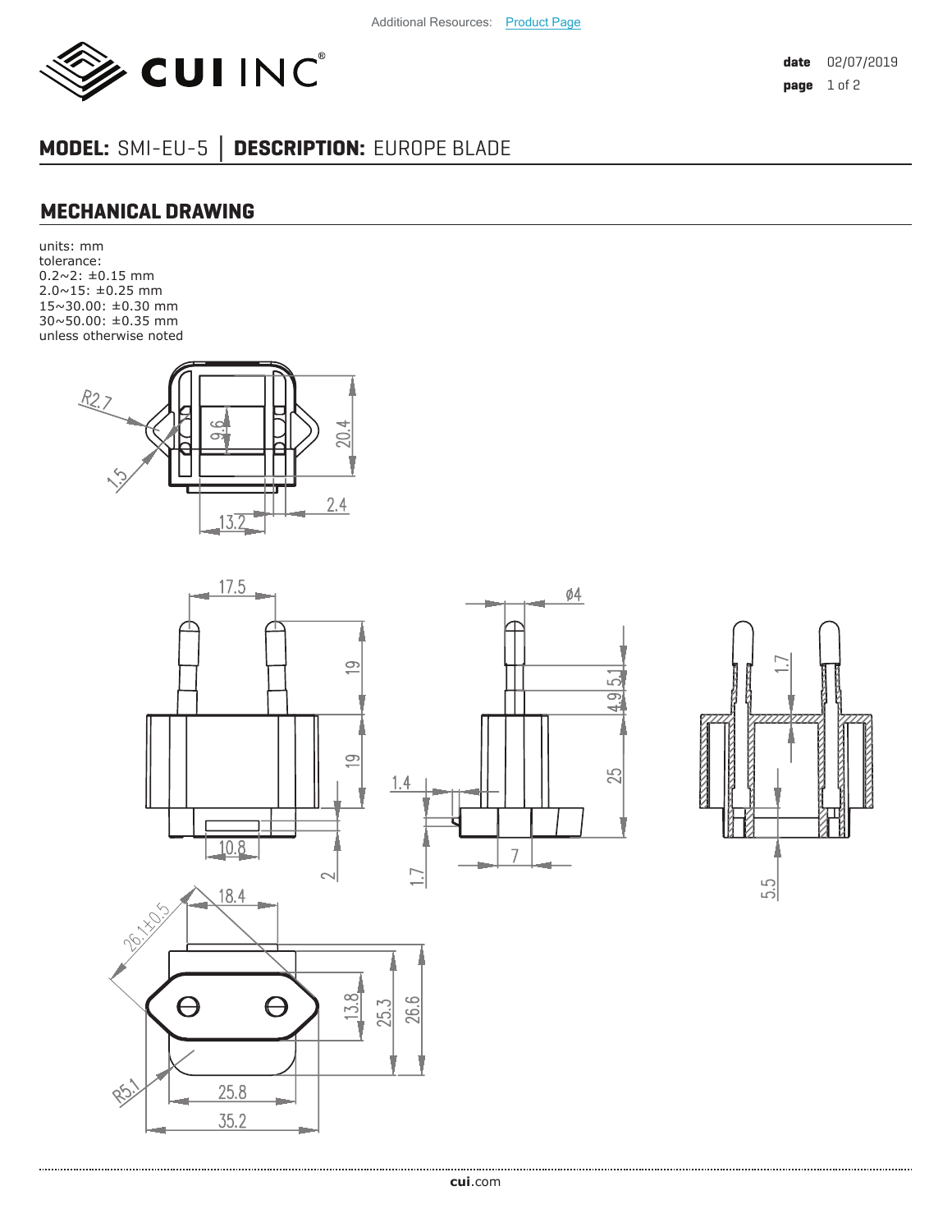Additional Resources: Product Page

**date** 02/07/2019

**MODEL:** SMI-EU-5 | **DESCRIPTION:** EUROPE BLADE

## MECHANICAL DRAWING

units: mm
tolerance:
0.2~2: ±0.15 mm
2.0~15: ±0.25 mm
15~30.00: ±0.30 mm
30~50.00: ±0.35 mm
unless otherwise noted

R2.7
1.5
9.6
20.4
13.2
2.4

17.5
19
19
10.8
2

ø4
5.1
4.9
25
1.4
1.7
7

1.7
5.5

18.4
26.1±0.5
13.8
25.3
26.6
R5.1
25.8
35.2

**cui**.com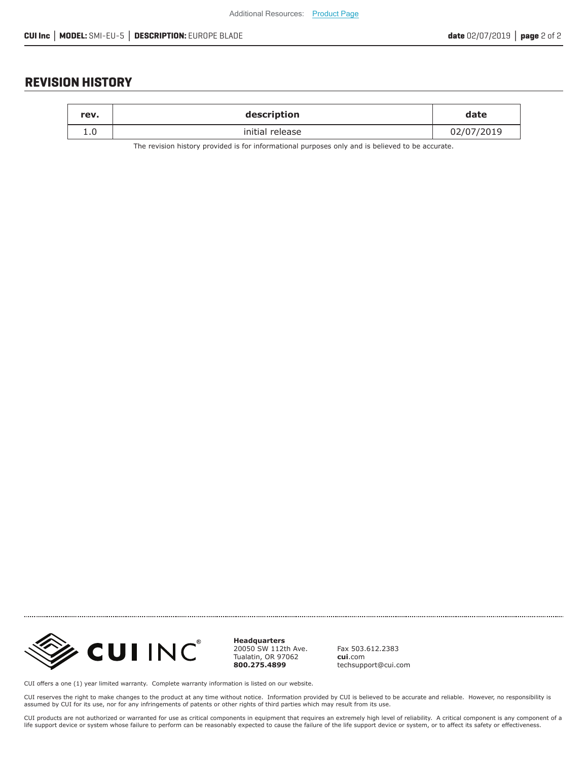## REVISION HISTORY

| rev. | description | date |
|---|---|---|
| 1.0 | initial release | 02/07/2019 |

The revision history provided is for informational purposes only and is believed to be accurate.

**Headquarters**
20050 SW 112th Ave.
Tualatin, OR 97062
**800.275.4899**

Fax 503.612.2383
**cui**.com
techsupport@cui.com

CUI offers a one (1) year limited warranty. Complete warranty information is listed on our website.

CUI reserves the right to make changes to the product at any time without notice. Information provided by CUI is believed to be accurate and reliable. However, no responsibility is assumed by CUI for its use, nor for any infringements of patents or other rights of third parties which may result from its use.

CUI products are not authorized or warranted for use as critical components in equipment that requires an extremely high level of reliability. A critical component is any component of a life support device or system whose failure to perform can be reasonably expected to cause the failure of the life support device or system, or to affect its safety or effectiveness.